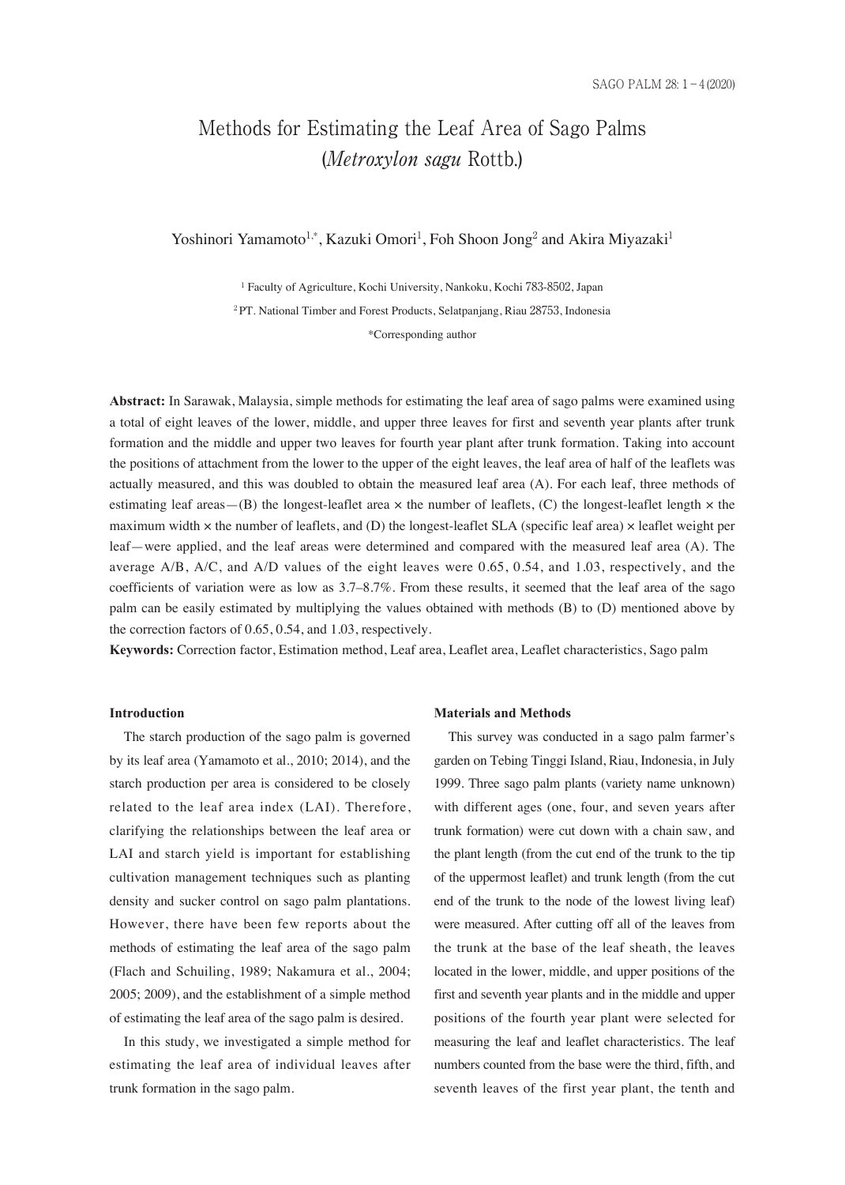# Methods for Estimating the Leaf Area of Sago Palms (*Metroxylon sagu* Rottb.)

Yoshinori Yamamoto[1,*], Kazuki Omori[1], Foh Shoon Jong[2] and Akira Miyazaki[1]

[1] Faculty of Agriculture, Kochi University, Nankoku, Kochi 783-8502, Japan

[2] PT. National Timber and Forest Products, Selatpanjang, Riau 28753, Indonesia

*Corresponding author

**Abstract:** In Sarawak, Malaysia, simple methods for estimating the leaf area of sago palms were examined using a total of eight leaves of the lower, middle, and upper three leaves for first and seventh year plants after trunk formation and the middle and upper two leaves for fourth year plant after trunk formation. Taking into account the positions of attachment from the lower to the upper of the eight leaves, the leaf area of half of the leaflets was actually measured, and this was doubled to obtain the measured leaf area (A). For each leaf, three methods of estimating leaf areas—(B) the longest-leaflet area × the number of leaflets, (C) the longest-leaflet length × the maximum width × the number of leaflets, and (D) the longest-leaflet SLA (specific leaf area) × leaflet weight per leaf—were applied, and the leaf areas were determined and compared with the measured leaf area (A). The average A/B, A/C, and A/D values of the eight leaves were 0.65, 0.54, and 1.03, respectively, and the coefficients of variation were as low as 3.7–8.7%. From these results, it seemed that the leaf area of the sago palm can be easily estimated by multiplying the values obtained with methods (B) to (D) mentioned above by the correction factors of 0.65, 0.54, and 1.03, respectively.

**Keywords:** Correction factor, Estimation method, Leaf area, Leaflet area, Leaflet characteristics, Sago palm

## Introduction

The starch production of the sago palm is governed by its leaf area (Yamamoto et al., 2010; 2014), and the starch production per area is considered to be closely related to the leaf area index (LAI). Therefore, clarifying the relationships between the leaf area or LAI and starch yield is important for establishing cultivation management techniques such as planting density and sucker control on sago palm plantations. However, there have been few reports about the methods of estimating the leaf area of the sago palm (Flach and Schuiling, 1989; Nakamura et al., 2004; 2005; 2009), and the establishment of a simple method of estimating the leaf area of the sago palm is desired.

In this study, we investigated a simple method for estimating the leaf area of individual leaves after trunk formation in the sago palm.

## Materials and Methods

This survey was conducted in a sago palm farmer's garden on Tebing Tinggi Island, Riau, Indonesia, in July 1999. Three sago palm plants (variety name unknown) with different ages (one, four, and seven years after trunk formation) were cut down with a chain saw, and the plant length (from the cut end of the trunk to the tip of the uppermost leaflet) and trunk length (from the cut end of the trunk to the node of the lowest living leaf) were measured. After cutting off all of the leaves from the trunk at the base of the leaf sheath, the leaves located in the lower, middle, and upper positions of the first and seventh year plants and in the middle and upper positions of the fourth year plant were selected for measuring the leaf and leaflet characteristics. The leaf numbers counted from the base were the third, fifth, and seventh leaves of the first year plant, the tenth and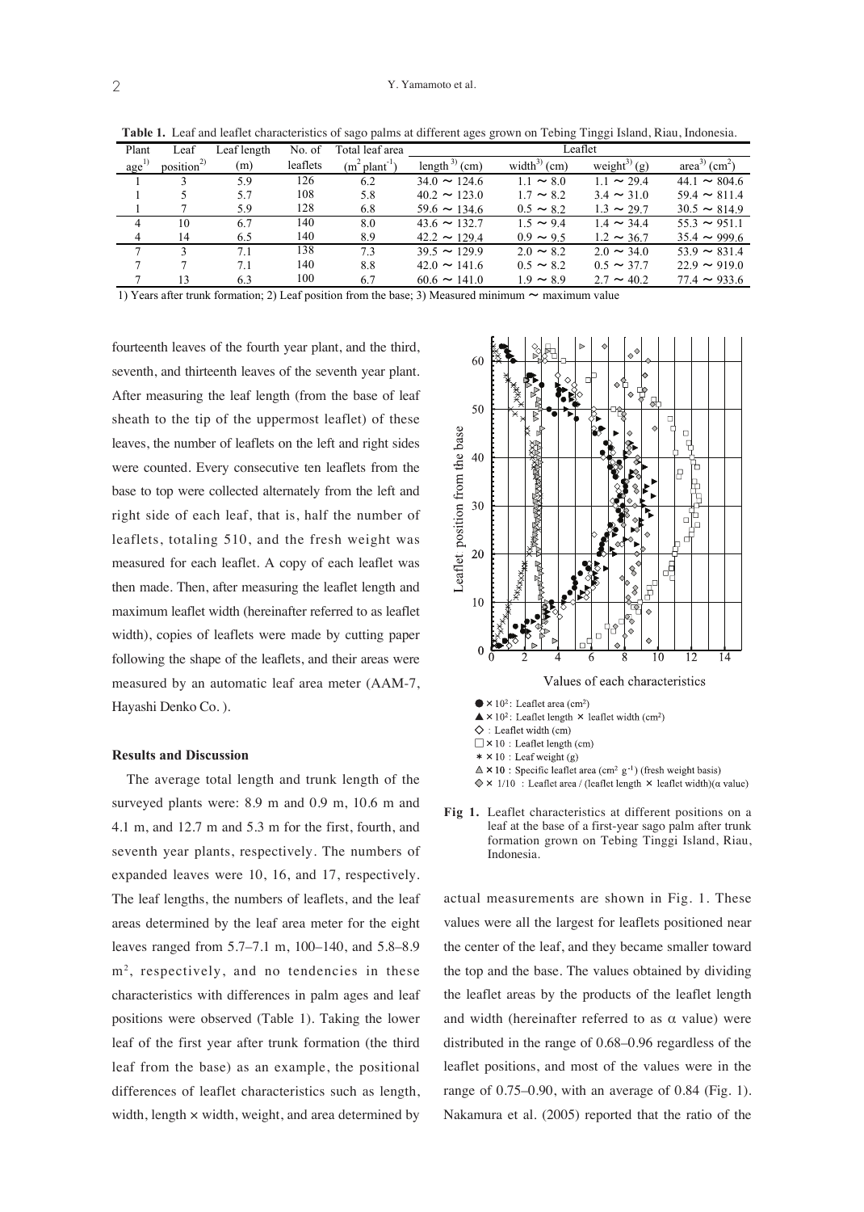**Table 1.** Leaf and leaflet characteristics of sago palms at different ages grown on Tebing Tinggi Island, Riau, Indonesia.

| Plant age[1] | Leaf position[2] | Leaf length (m) | No. of leaflets | Total leaf area ($m^2$ $plant^{-1}$) | Leaflet | | | |
|---|---|---|---|---|---|---|---|---|
| | | | | | length[3] (cm) | width[3] (cm) | weight[3] (g) | area[3] ($cm^2$) |
| 1 | 3 | 5.9 | 126 | 6.2 | 34.0 ～ 124.6 | 1.1 ～ 8.0 | 1.1 ～ 29.4 | 44.1 ～ 804.6 |
| 1 | 5 | 5.7 | 108 | 5.8 | 40.2 ～ 123.0 | 1.7 ～ 8.2 | 3.4 ～ 31.0 | 59.4 ～ 811.4 |
| 1 | 7 | 5.9 | 128 | 6.8 | 59.6 ～ 134.6 | 0.5 ～ 8.2 | 1.3 ～ 29.7 | 30.5 ～ 814.9 |
| 4 | 10 | 6.7 | 140 | 8.0 | 43.6 ～ 132.7 | 1.5 ～ 9.4 | 1.4 ～ 34.4 | 55.3 ～ 951.1 |
| 4 | 14 | 6.5 | 140 | 8.9 | 42.2 ～ 129.4 | 0.9 ～ 9.5 | 1.2 ～ 36.7 | 35.4 ～ 999.6 |
| 7 | 3 | 7.1 | 138 | 7.3 | 39.5 ～ 129.9 | 2.0 ～ 8.2 | 2.0 ～ 34.0 | 53.9 ～ 831.4 |
| 7 | 7 | 7.1 | 140 | 8.8 | 42.0 ～ 141.6 | 0.5 ～ 8.2 | 0.5 ～ 37.7 | 22.9 ～ 919.0 |
| 7 | 13 | 6.3 | 100 | 6.7 | 60.6 ～ 141.0 | 1.9 ～ 8.9 | 2.7 ～ 40.2 | 77.4 ～ 933.6 |

1) Years after trunk formation; 2) Leaf position from the base; 3) Measured minimum ～ maximum value

fourteenth leaves of the fourth year plant, and the third, seventh, and thirteenth leaves of the seventh year plant. After measuring the leaf length (from the base of leaf sheath to the tip of the uppermost leaflet) of these leaves, the number of leaflets on the left and right sides were counted. Every consecutive ten leaflets from the base to top were collected alternately from the left and right side of each leaf, that is, half the number of leaflets, totaling 510, and the fresh weight was measured for each leaflet. A copy of each leaflet was then made. Then, after measuring the leaflet length and maximum leaflet width (hereinafter referred to as leaflet width), copies of leaflets were made by cutting paper following the shape of the leaflets, and their areas were measured by an automatic leaf area meter (AAM-7, Hayashi Denko Co. ).

### Results and Discussion

The average total length and trunk length of the surveyed plants were: 8.9 m and 0.9 m, 10.6 m and 4.1 m, and 12.7 m and 5.3 m for the first, fourth, and seventh year plants, respectively. The numbers of expanded leaves were 10, 16, and 17, respectively. The leaf lengths, the numbers of leaflets, and the leaf areas determined by the leaf area meter for the eight leaves ranged from 5.7–7.1 m, 100–140, and 5.8–8.9 $m^2$, respectively, and no tendencies in these characteristics with differences in palm ages and leaf positions were observed (Table 1). Taking the lower leaf of the first year after trunk formation (the third leaf from the base) as an example, the positional differences of leaflet characteristics such as length, width, length × width, weight, and area determined by actual measurements are shown in Fig. 1. These values were all the largest for leaflets positioned near the center of the leaf, and they became smaller toward the top and the base. The values obtained by dividing the leaflet areas by the products of the leaflet length and width (hereinafter referred to as α value) were distributed in the range of 0.68–0.96 regardless of the leaflet positions, and most of the values were in the range of 0.75–0.90, with an average of 0.84 (Fig. 1). Nakamura et al. (2005) reported that the ratio of the

Leaflet position from the base
0
10
20
30
40
50
60
0 2 4 6 8 10 12 14
Values of each characteristics

● × $10^2$: Leaflet area ($cm^2$)
▲ × $10^2$: Leaflet length × leaflet width ($cm^2$)
◇ : Leaflet width (cm)
□ × 10 : Leaflet length (cm)
\* × 10 : Leaf weight (g)
△ × 10 : Specific leaflet area ($cm^2$ $g^{-1}$) (fresh weight basis)
◈ × 1/10 : Leaflet area / (leaflet length × leaflet width)(α value)

**Fig 1.** Leaflet characteristics at different positions on a leaf at the base of a first-year sago palm after trunk formation grown on Tebing Tinggi Island, Riau, Indonesia.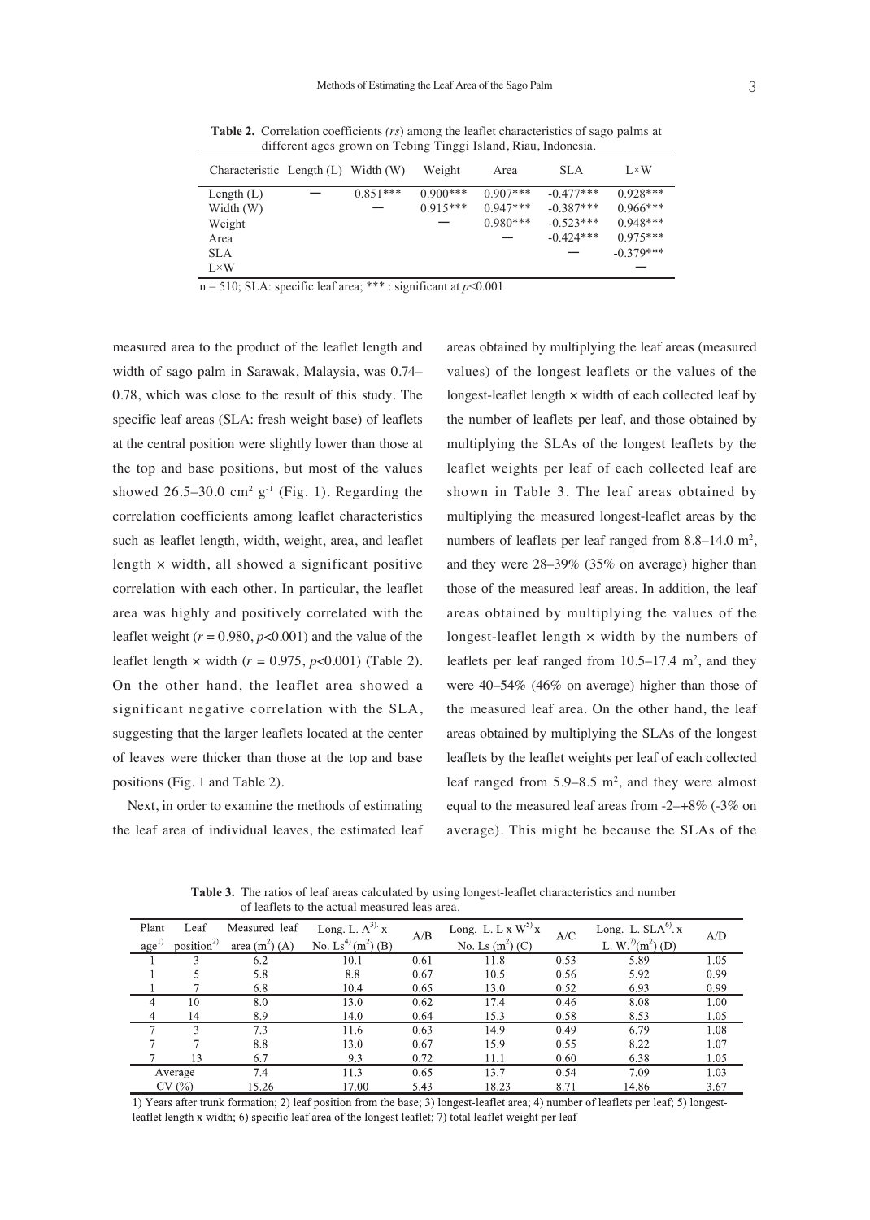**Table 2.** Correlation coefficients *(rs)* among the leaflet characteristics of sago palms at different ages grown on Tebing Tinggi Island, Riau, Indonesia.

| Characteristic | Length (L) | Width (W) | Weight | Area | SLA | L×W |
|---|---|---|---|---|---|---|
| Length (L) | — | 0.851*** | 0.900*** | 0.907*** | -0.477*** | 0.928*** |
| Width (W) | | — | 0.915*** | 0.947*** | -0.387*** | 0.966*** |
| Weight | | | — | 0.980*** | -0.523*** | 0.948*** |
| Area | | | | — | -0.424*** | 0.975*** |
| SLA | | | | | — | -0.379*** |
| L×W | | | | | | — |

n = 510; SLA: specific leaf area; *** : significant at $p$<0.001

measured area to the product of the leaflet length and width of sago palm in Sarawak, Malaysia, was 0.74–0.78, which was close to the result of this study. The specific leaf areas (SLA: fresh weight base) of leaflets at the central position were slightly lower than those at the top and base positions, but most of the values showed 26.5–30.0 cm$^2$ g$^{-1}$ (Fig. 1). Regarding the correlation coefficients among leaflet characteristics such as leaflet length, width, weight, area, and leaflet length × width, all showed a significant positive correlation with each other. In particular, the leaflet area was highly and positively correlated with the leaflet weight ($r$ = 0.980, $p$<0.001) and the value of the leaflet length × width ($r$ = 0.975, $p$<0.001) (Table 2). On the other hand, the leaflet area showed a significant negative correlation with the SLA, suggesting that the larger leaflets located at the center of leaves were thicker than those at the top and base positions (Fig. 1 and Table 2).

Next, in order to examine the methods of estimating the leaf area of individual leaves, the estimated leaf areas obtained by multiplying the leaf areas (measured values) of the longest leaflets or the values of the longest-leaflet length × width of each collected leaf by the number of leaflets per leaf, and those obtained by multiplying the SLAs of the longest leaflets by the leaflet weights per leaf of each collected leaf are shown in Table 3. The leaf areas obtained by multiplying the measured longest-leaflet areas by the numbers of leaflets per leaf ranged from 8.8–14.0 m$^2$, and they were 28–39% (35% on average) higher than those of the measured leaf areas. In addition, the leaf areas obtained by multiplying the values of the longest-leaflet length × width by the numbers of leaflets per leaf ranged from 10.5–17.4 m$^2$, and they were 40–54% (46% on average) higher than those of the measured leaf area. On the other hand, the leaf areas obtained by multiplying the SLAs of the longest leaflets by the leaflet weights per leaf of each collected leaf ranged from 5.9–8.5 m$^2$, and they were almost equal to the measured leaf areas from -2–+8% (-3% on average). This might be because the SLAs of the

**Table 3.** The ratios of leaf areas calculated by using longest-leaflet characteristics and number of leaflets to the actual measured leas area.

| Plant age[1] | Leaf position[2] | Measured leaf area (m$^2$) (A) | Long. L. A[3] x No. Ls[4] (m$^2$) (B) | A/B | Long. L. L x W[5] x No. Ls (m$^2$) (C) | A/C | Long. L. SLA[6] x L. W.[7] (m$^2$) (D) | A/D |
|---|---|---|---|---|---|---|---|---|
| 1 | 3 | 6.2 | 10.1 | 0.61 | 11.8 | 0.53 | 5.89 | 1.05 |
| 1 | 5 | 5.8 | 8.8 | 0.67 | 10.5 | 0.56 | 5.92 | 0.99 |
| 1 | 7 | 6.8 | 10.4 | 0.65 | 13.0 | 0.52 | 6.93 | 0.99 |
| 4 | 10 | 8.0 | 13.0 | 0.62 | 17.4 | 0.46 | 8.08 | 1.00 |
| 4 | 14 | 8.9 | 14.0 | 0.64 | 15.3 | 0.58 | 8.53 | 1.05 |
| 7 | 3 | 7.3 | 11.6 | 0.63 | 14.9 | 0.49 | 6.79 | 1.08 |
| 7 | 7 | 8.8 | 13.0 | 0.67 | 15.9 | 0.55 | 8.22 | 1.07 |
| 7 | 13 | 6.7 | 9.3 | 0.72 | 11.1 | 0.60 | 6.38 | 1.05 |
| Average | | 7.4 | 11.3 | 0.65 | 13.7 | 0.54 | 7.09 | 1.03 |
| CV (%) | | 15.26 | 17.00 | 5.43 | 18.23 | 8.71 | 14.86 | 3.67 |

1) Years after trunk formation; 2) leaf position from the base; 3) longest-leaflet area; 4) number of leaflets per leaf; 5) longest-leaflet length x width; 6) specific leaf area of the longest leaflet; 7) total leaflet weight per leaf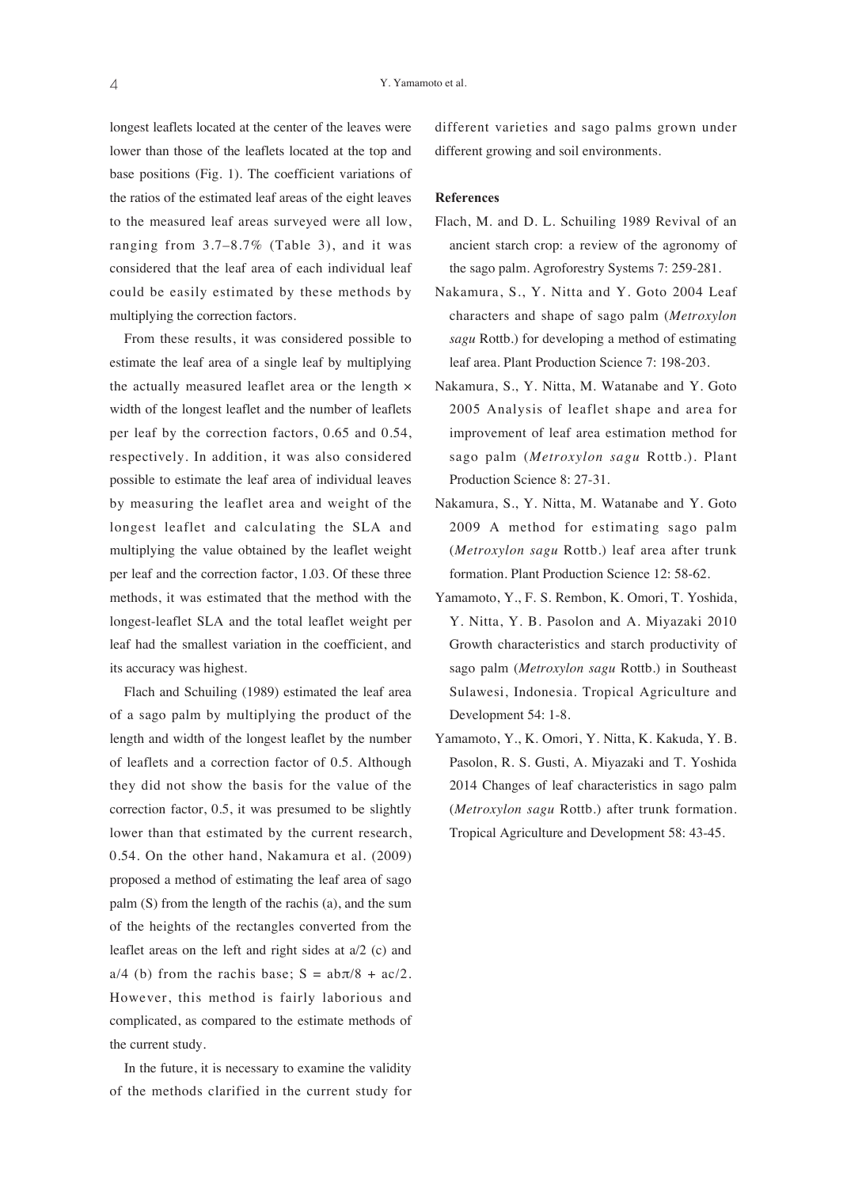longest leaflets located at the center of the leaves were lower than those of the leaflets located at the top and base positions (Fig. 1). The coefficient variations of the ratios of the estimated leaf areas of the eight leaves to the measured leaf areas surveyed were all low, ranging from 3.7–8.7% (Table 3), and it was considered that the leaf area of each individual leaf could be easily estimated by these methods by multiplying the correction factors.

From these results, it was considered possible to estimate the leaf area of a single leaf by multiplying the actually measured leaflet area or the length × width of the longest leaflet and the number of leaflets per leaf by the correction factors, 0.65 and 0.54, respectively. In addition, it was also considered possible to estimate the leaf area of individual leaves by measuring the leaflet area and weight of the longest leaflet and calculating the SLA and multiplying the value obtained by the leaflet weight per leaf and the correction factor, 1.03. Of these three methods, it was estimated that the method with the longest-leaflet SLA and the total leaflet weight per leaf had the smallest variation in the coefficient, and its accuracy was highest.

Flach and Schuiling (1989) estimated the leaf area of a sago palm by multiplying the product of the length and width of the longest leaflet by the number of leaflets and a correction factor of 0.5. Although they did not show the basis for the value of the correction factor, 0.5, it was presumed to be slightly lower than that estimated by the current research, 0.54. On the other hand, Nakamura et al. (2009) proposed a method of estimating the leaf area of sago palm (S) from the length of the rachis (a), and the sum of the heights of the rectangles converted from the leaflet areas on the left and right sides at a/2 (c) and a/4 (b) from the rachis base; $S = ab\pi/8 + ac/2$. However, this method is fairly laborious and complicated, as compared to the estimate methods of the current study.

In the future, it is necessary to examine the validity of the methods clarified in the current study for different varieties and sago palms grown under different growing and soil environments.

## References

Flach, M. and D. L. Schuiling 1989 Revival of an ancient starch crop: a review of the agronomy of the sago palm. Agroforestry Systems 7: 259-281.

Nakamura, S., Y. Nitta and Y. Goto 2004 Leaf characters and shape of sago palm (*Metroxylon sagu* Rottb.) for developing a method of estimating leaf area. Plant Production Science 7: 198-203.

Nakamura, S., Y. Nitta, M. Watanabe and Y. Goto 2005 Analysis of leaflet shape and area for improvement of leaf area estimation method for sago palm (*Metroxylon sagu* Rottb.). Plant Production Science 8: 27-31.

Nakamura, S., Y. Nitta, M. Watanabe and Y. Goto 2009 A method for estimating sago palm (*Metroxylon sagu* Rottb.) leaf area after trunk formation. Plant Production Science 12: 58-62.

Yamamoto, Y., F. S. Rembon, K. Omori, T. Yoshida, Y. Nitta, Y. B. Pasolon and A. Miyazaki 2010 Growth characteristics and starch productivity of sago palm (*Metroxylon sagu* Rottb.) in Southeast Sulawesi, Indonesia. Tropical Agriculture and Development 54: 1-8.

Yamamoto, Y., K. Omori, Y. Nitta, K. Kakuda, Y. B. Pasolon, R. S. Gusti, A. Miyazaki and T. Yoshida 2014 Changes of leaf characteristics in sago palm (*Metroxylon sagu* Rottb.) after trunk formation. Tropical Agriculture and Development 58: 43-45.